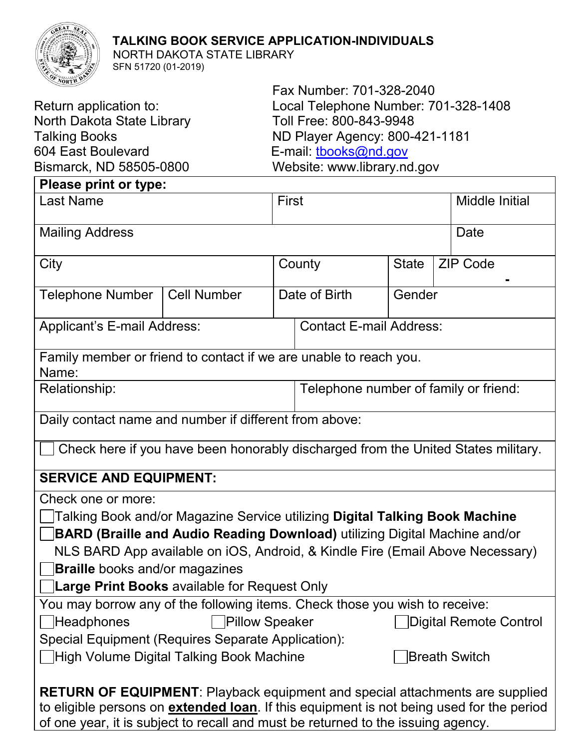# TALKING BOOK SERVICE APPLICATION-INDIVIDUALS

NORTH DAKOTA STATE LIBRARY
SFN 51720 (01-2019)

Return application to:
North Dakota State Library
Talking Books
604 East Boulevard
Bismarck, ND 58505-0800

Fax Number: 701-328-2040
Local Telephone Number: 701-328-1408
Toll Free: 800-843-9948
ND Player Agency: 800-421-1181
E-mail: tbooks@nd.gov
Website: www.library.nd.gov

**Please print or type:**

| Last Name | | First | | Middle Initial |
|---|---|---|---|---|
| Mailing Address | | | | Date |
| City | | County | State | ZIP Code - |
| Telephone Number | Cell Number | Date of Birth | Gender | |

Applicant's E-mail Address:

Contact E-mail Address:

Family member or friend to contact if we are unable to reach you.
Name:

Relationship:

Telephone number of family or friend:

Daily contact name and number if different from above:

☐ Check here if you have been honorably discharged from the United States military.

**SERVICE AND EQUIPMENT:**

Check one or more:

☐ Talking Book and/or Magazine Service utilizing **Digital Talking Book Machine**
☐ **BARD (Braille and Audio Reading Download)** utilizing Digital Machine and/or NLS BARD App available on iOS, Android, & Kindle Fire (Email Above Necessary)
☐ **Braille** books and/or magazines
☐ **Large Print Books** available for Request Only

You may borrow any of the following items. Check those you wish to receive:

☐ Headphones ☐ Pillow Speaker ☐ Digital Remote Control

Special Equipment (Requires Separate Application):

☐ High Volume Digital Talking Book Machine ☐ Breath Switch

**RETURN OF EQUIPMENT**: Playback equipment and special attachments are supplied to eligible persons on **extended loan**. If this equipment is not being used for the period of one year, it is subject to recall and must be returned to the issuing agency.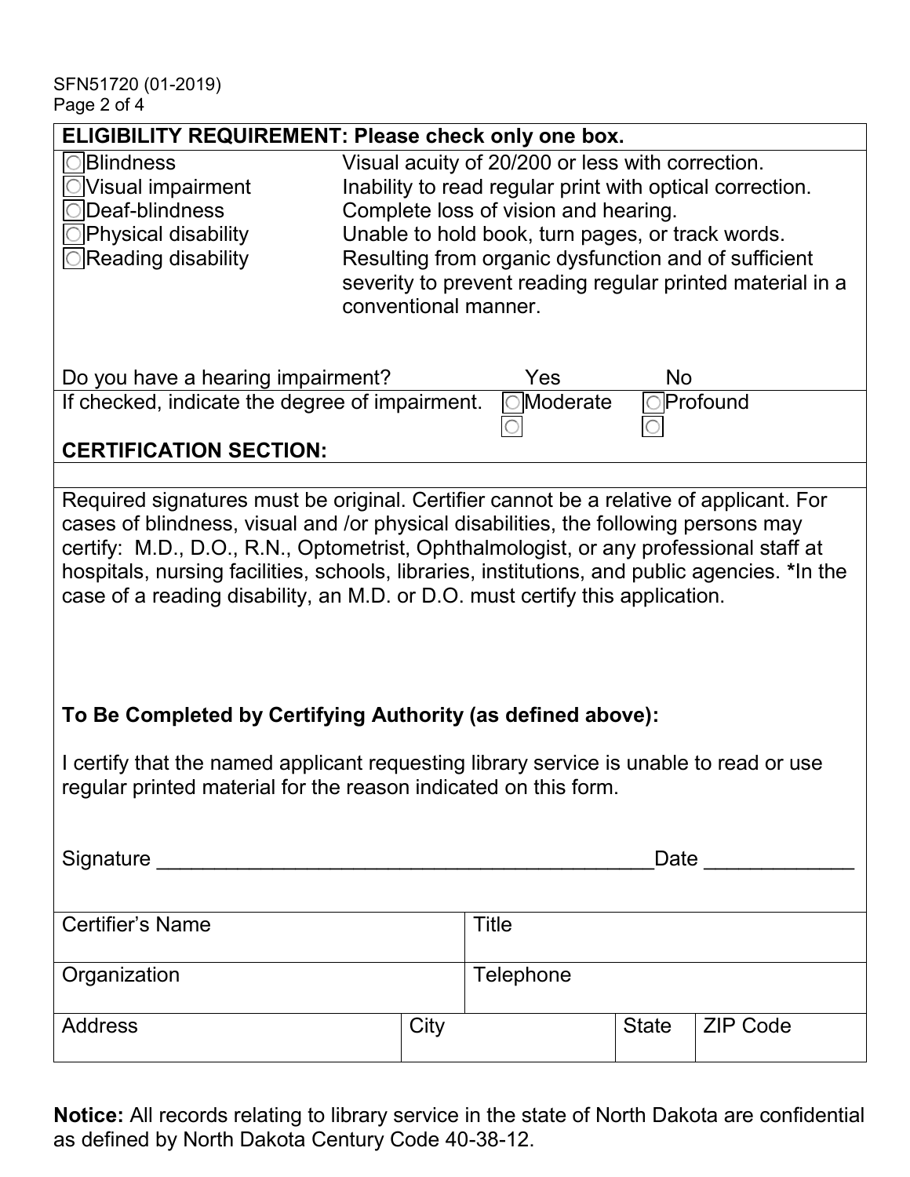**ELIGIBILITY REQUIREMENT: Please check only one box.**

| | |
|---|---|
| ☐ Blindness | Visual acuity of 20/200 or less with correction. |
| ☐ Visual impairment | Inability to read regular print with optical correction. |
| ☐ Deaf-blindness | Complete loss of vision and hearing. |
| ☐ Physical disability | Unable to hold book, turn pages, or track words. |
| ☐ Reading disability | Resulting from organic dysfunction and of sufficient severity to prevent reading regular printed material in a conventional manner. |

Do you have a hearing impairment? ☐ Yes ☐ No

If checked, indicate the degree of impairment. ☐ Moderate ☐ Profound

**CERTIFICATION SECTION:**

Required signatures must be original. Certifier cannot be a relative of applicant. For cases of blindness, visual and /or physical disabilities, the following persons may certify: M.D., D.O., R.N., Optometrist, Ophthalmologist, or any professional staff at hospitals, nursing facilities, schools, libraries, institutions, and public agencies. ***In the case of a reading disability, an M.D. or D.O. must certify this application.**

**To Be Completed by Certifying Authority (as defined above):**

I certify that the named applicant requesting library service is unable to read or use regular printed material for the reason indicated on this form.

Signature ___________________________________________ Date _____________

| Certifier's Name | | Title | |
|---|---|---|---|
| Organization | | Telephone | |
| Address | City | State | ZIP Code |

**Notice:** All records relating to library service in the state of North Dakota are confidential as defined by North Dakota Century Code 40-38-12.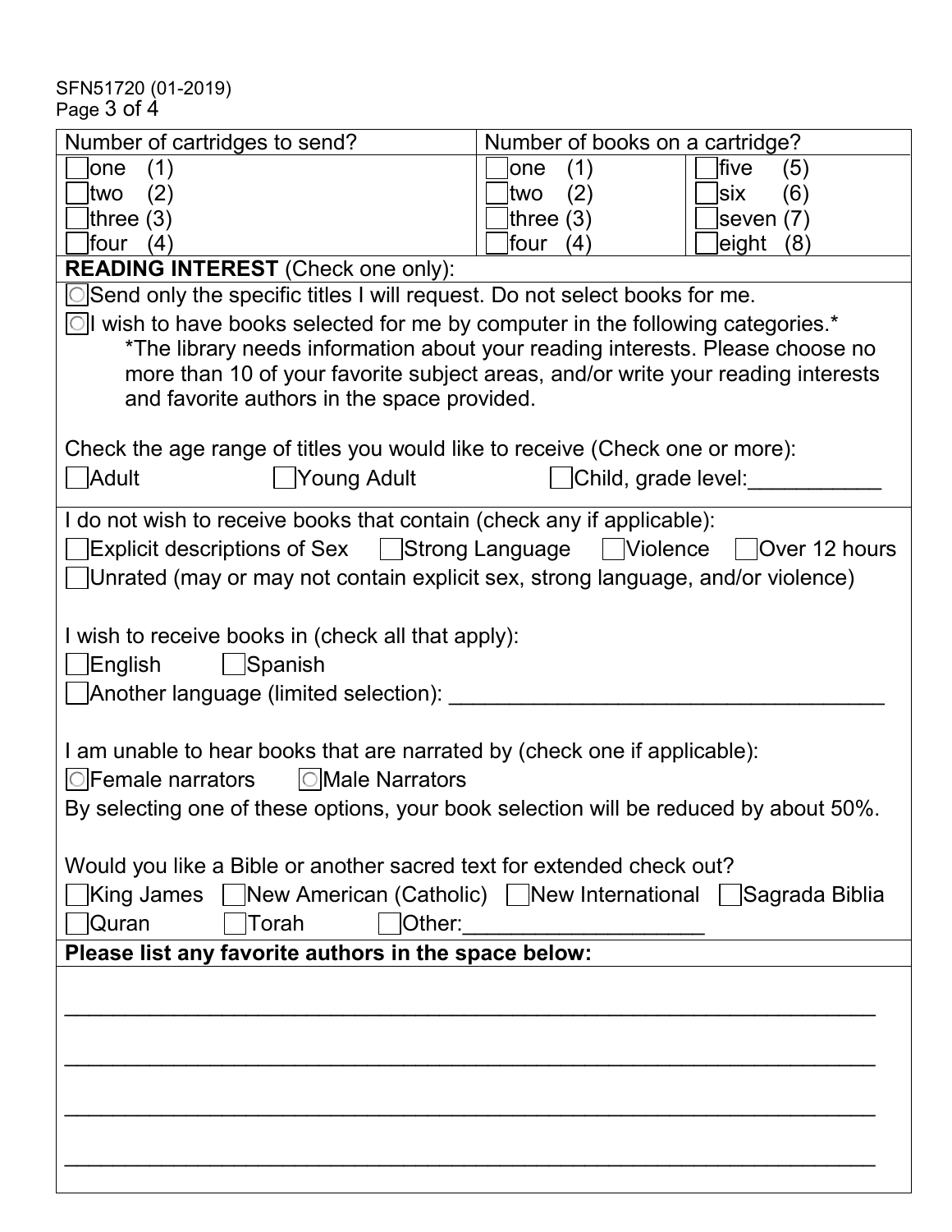SFN51720 (01-2019)

| Number of cartridges to send? | Number of books on a cartridge? | |
|---|---|---|
| ☐ one (1) | ☐ one (1) | ☐ five (5) |
| ☐ two (2) | ☐ two (2) | ☐ six (6) |
| ☐ three (3) | ☐ three (3) | ☐ seven (7) |
| ☐ four (4) | ☐ four (4) | ☐ eight (8) |

**READING INTEREST** (Check one only):

○ Send only the specific titles I will request. Do not select books for me.

○ I wish to have books selected for me by computer in the following categories.*

*The library needs information about your reading interests. Please choose no more than 10 of your favorite subject areas, and/or write your reading interests and favorite authors in the space provided.

Check the age range of titles you would like to receive (Check one or more):

☐ Adult ☐ Young Adult ☐ Child, grade level:___________

I do not wish to receive books that contain (check any if applicable):

☐ Explicit descriptions of Sex ☐ Strong Language ☐ Violence ☐ Over 12 hours

☐ Unrated (may or may not contain explicit sex, strong language, and/or violence)

I wish to receive books in (check all that apply):

☐ English ☐ Spanish

☐ Another language (limited selection): ___________________________________

I am unable to hear books that are narrated by (check one if applicable):

○ Female narrators ○ Male Narrators

By selecting one of these options, your book selection will be reduced by about 50%.

Would you like a Bible or another sacred text for extended check out?

☐ King James ☐ New American (Catholic) ☐ New International ☐ Sagrada Biblia

☐ Quran ☐ Torah ☐ Other:___________________

**Please list any favorite authors in the space below:**

_______________________________________________________________

_______________________________________________________________

_______________________________________________________________

_______________________________________________________________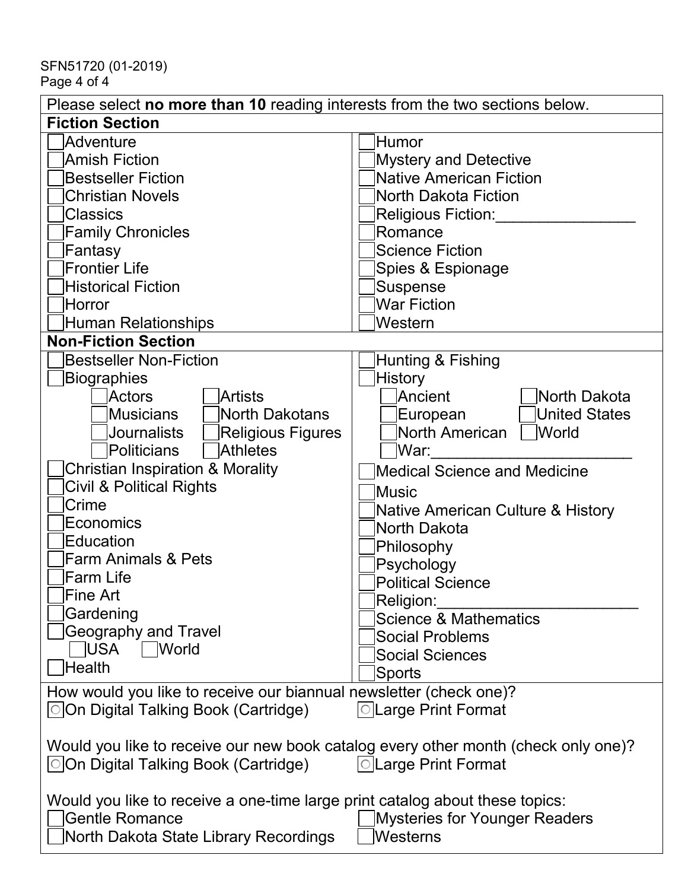Please select **no more than 10** reading interests from the two sections below.

**Fiction Section**

- ☐ Adventure
- ☐ Amish Fiction
- ☐ Bestseller Fiction
- ☐ Christian Novels
- ☐ Classics
- ☐ Family Chronicles
- ☐ Fantasy
- ☐ Frontier Life
- ☐ Historical Fiction
- ☐ Horror
- ☐ Human Relationships
- ☐ Humor
- ☐ Mystery and Detective
- ☐ Native American Fiction
- ☐ North Dakota Fiction
- ☐ Religious Fiction:________________
- ☐ Romance
- ☐ Science Fiction
- ☐ Spies & Espionage
- ☐ Suspense
- ☐ War Fiction
- ☐ Western

**Non-Fiction Section**

- ☐ Bestseller Non-Fiction
- ☐ Biographies
  - ☐ Actors ☐ Artists
  - ☐ Musicians ☐ North Dakotans
  - ☐ Journalists ☐ Religious Figures
  - ☐ Politicians ☐ Athletes
- ☐ Christian Inspiration & Morality
- ☐ Civil & Political Rights
- ☐ Crime
- ☐ Economics
- ☐ Education
- ☐ Farm Animals & Pets
- ☐ Farm Life
- ☐ Fine Art
- ☐ Gardening
- ☐ Geography and Travel
  - ☐ USA ☐ World
- ☐ Health
- ☐ Hunting & Fishing
- ☐ History
  - ☐ Ancient ☐ North Dakota
  - ☐ European ☐ United States
  - ☐ North American ☐ World
  - ☐ War:_______________________
- ☐ Medical Science and Medicine
- ☐ Music
- ☐ Native American Culture & History
- ☐ North Dakota
- ☐ Philosophy
- ☐ Psychology
- ☐ Political Science
- ☐ Religion:_______________________
- ☐ Science & Mathematics
- ☐ Social Problems
- ☐ Social Sciences
- ☐ Sports

How would you like to receive our biannual newsletter (check one)?

○ On Digital Talking Book (Cartridge) ○ Large Print Format

Would you like to receive our new book catalog every other month (check only one)?

○ On Digital Talking Book (Cartridge) ○ Large Print Format

Would you like to receive a one-time large print catalog about these topics:

- ☐ Gentle Romance
- ☐ North Dakota State Library Recordings
- ☐ Mysteries for Younger Readers
- ☐ Westerns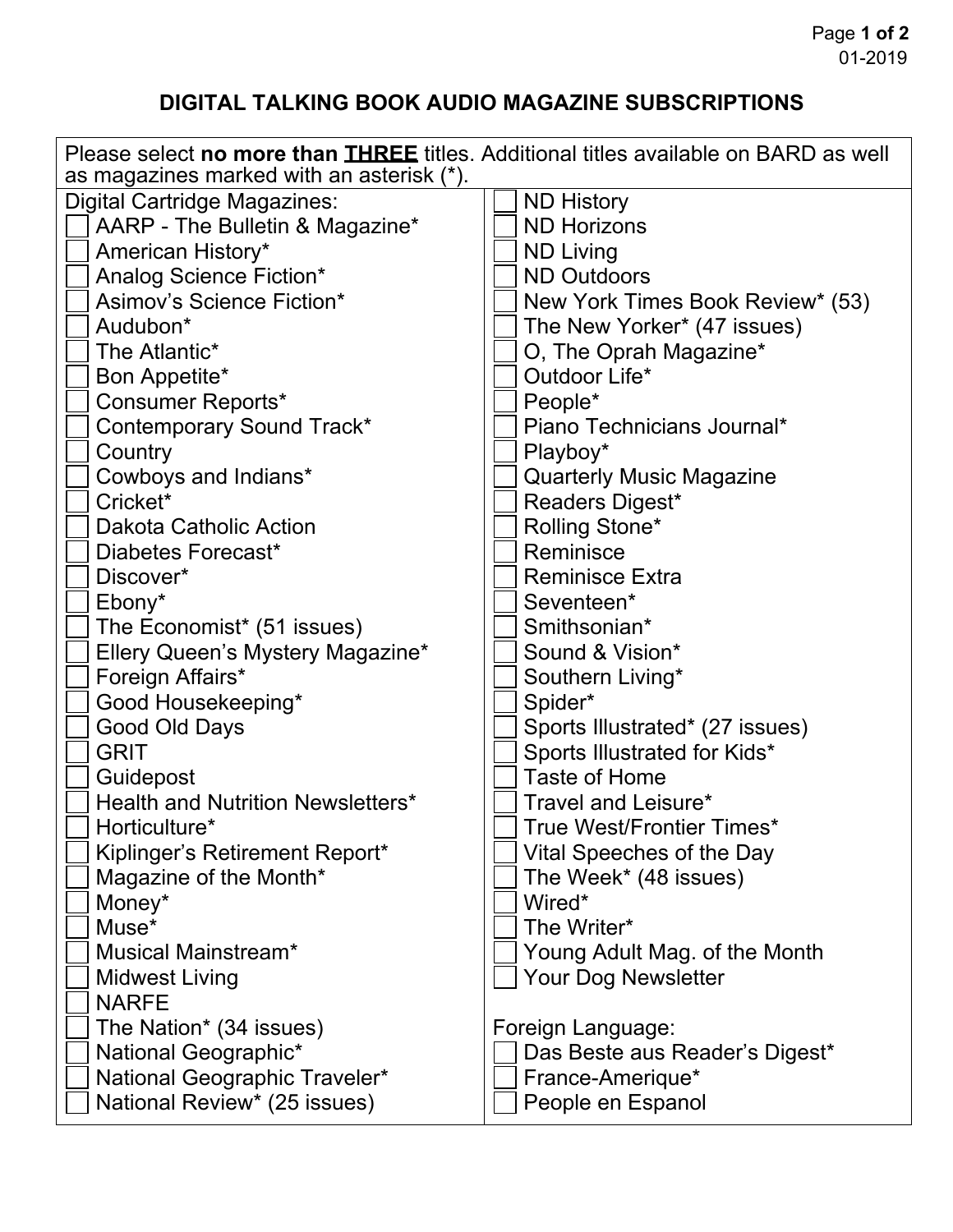# DIGITAL TALKING BOOK AUDIO MAGAZINE SUBSCRIPTIONS

Please select **no more than __THREE__** titles. Additional titles available on BARD as well as magazines marked with an asterisk (*).

Digital Cartridge Magazines:

- [ ] AARP - The Bulletin & Magazine*
- [ ] American History*
- [ ] Analog Science Fiction*
- [ ] Asimov's Science Fiction*
- [ ] Audubon*
- [ ] The Atlantic*
- [ ] Bon Appetite*
- [ ] Consumer Reports*
- [ ] Contemporary Sound Track*
- [ ] Country
- [ ] Cowboys and Indians*
- [ ] Cricket*
- [ ] Dakota Catholic Action
- [ ] Diabetes Forecast*
- [ ] Discover*
- [ ] Ebony*
- [ ] The Economist* (51 issues)
- [ ] Ellery Queen's Mystery Magazine*
- [ ] Foreign Affairs*
- [ ] Good Housekeeping*
- [ ] Good Old Days
- [ ] GRIT
- [ ] Guidepost
- [ ] Health and Nutrition Newsletters*
- [ ] Horticulture*
- [ ] Kiplinger's Retirement Report*
- [ ] Magazine of the Month*
- [ ] Money*
- [ ] Muse*
- [ ] Musical Mainstream*
- [ ] Midwest Living
- [ ] NARFE
- [ ] The Nation* (34 issues)
- [ ] National Geographic*
- [ ] National Geographic Traveler*
- [ ] National Review* (25 issues)
- [ ] ND History
- [ ] ND Horizons
- [ ] ND Living
- [ ] ND Outdoors
- [ ] New York Times Book Review* (53)
- [ ] The New Yorker* (47 issues)
- [ ] O, The Oprah Magazine*
- [ ] Outdoor Life*
- [ ] People*
- [ ] Piano Technicians Journal*
- [ ] Playboy*
- [ ] Quarterly Music Magazine
- [ ] Readers Digest*
- [ ] Rolling Stone*
- [ ] Reminisce
- [ ] Reminisce Extra
- [ ] Seventeen*
- [ ] Smithsonian*
- [ ] Sound & Vision*
- [ ] Southern Living*
- [ ] Spider*
- [ ] Sports Illustrated* (27 issues)
- [ ] Sports Illustrated for Kids*
- [ ] Taste of Home
- [ ] Travel and Leisure*
- [ ] True West/Frontier Times*
- [ ] Vital Speeches of the Day
- [ ] The Week* (48 issues)
- [ ] Wired*
- [ ] The Writer*
- [ ] Young Adult Mag. of the Month
- [ ] Your Dog Newsletter

Foreign Language:

- [ ] Das Beste aus Reader's Digest*
- [ ] France-Amerique*
- [ ] People en Espanol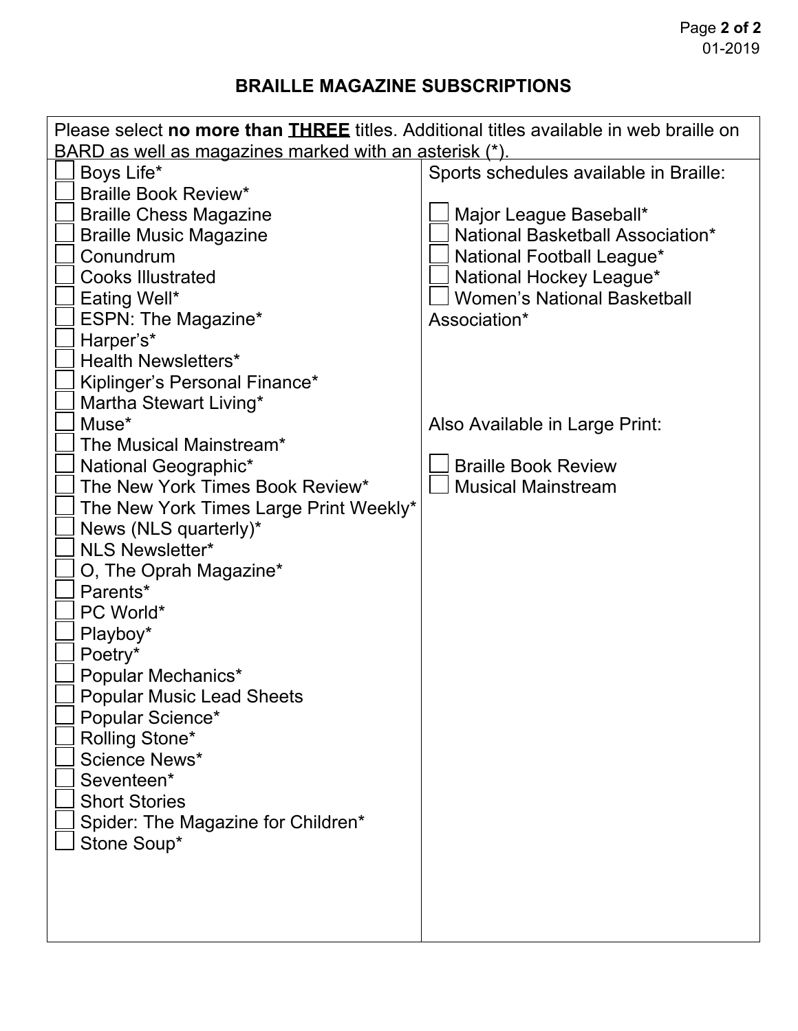# BRAILLE MAGAZINE SUBSCRIPTIONS

Please select **no more than THREE** titles. Additional titles available in web braille on BARD as well as magazines marked with an asterisk (*).

- ☐ Boys Life*
- ☐ Braille Book Review*
- ☐ Braille Chess Magazine
- ☐ Braille Music Magazine
- ☐ Conundrum
- ☐ Cooks Illustrated
- ☐ Eating Well*
- ☐ ESPN: The Magazine*
- ☐ Harper's*
- ☐ Health Newsletters*
- ☐ Kiplinger's Personal Finance*
- ☐ Martha Stewart Living*
- ☐ Muse*
- ☐ The Musical Mainstream*
- ☐ National Geographic*
- ☐ The New York Times Book Review*
- ☐ The New York Times Large Print Weekly*
- ☐ News (NLS quarterly)*
- ☐ NLS Newsletter*
- ☐ O, The Oprah Magazine*
- ☐ Parents*
- ☐ PC World*
- ☐ Playboy*
- ☐ Poetry*
- ☐ Popular Mechanics*
- ☐ Popular Music Lead Sheets
- ☐ Popular Science*
- ☐ Rolling Stone*
- ☐ Science News*
- ☐ Seventeen*
- ☐ Short Stories
- ☐ Spider: The Magazine for Children*
- ☐ Stone Soup*

Sports schedules available in Braille:

- ☐ Major League Baseball*
- ☐ National Basketball Association*
- ☐ National Football League*
- ☐ National Hockey League*
- ☐ Women's National Basketball Association*

Also Available in Large Print:

- ☐ Braille Book Review
- ☐ Musical Mainstream